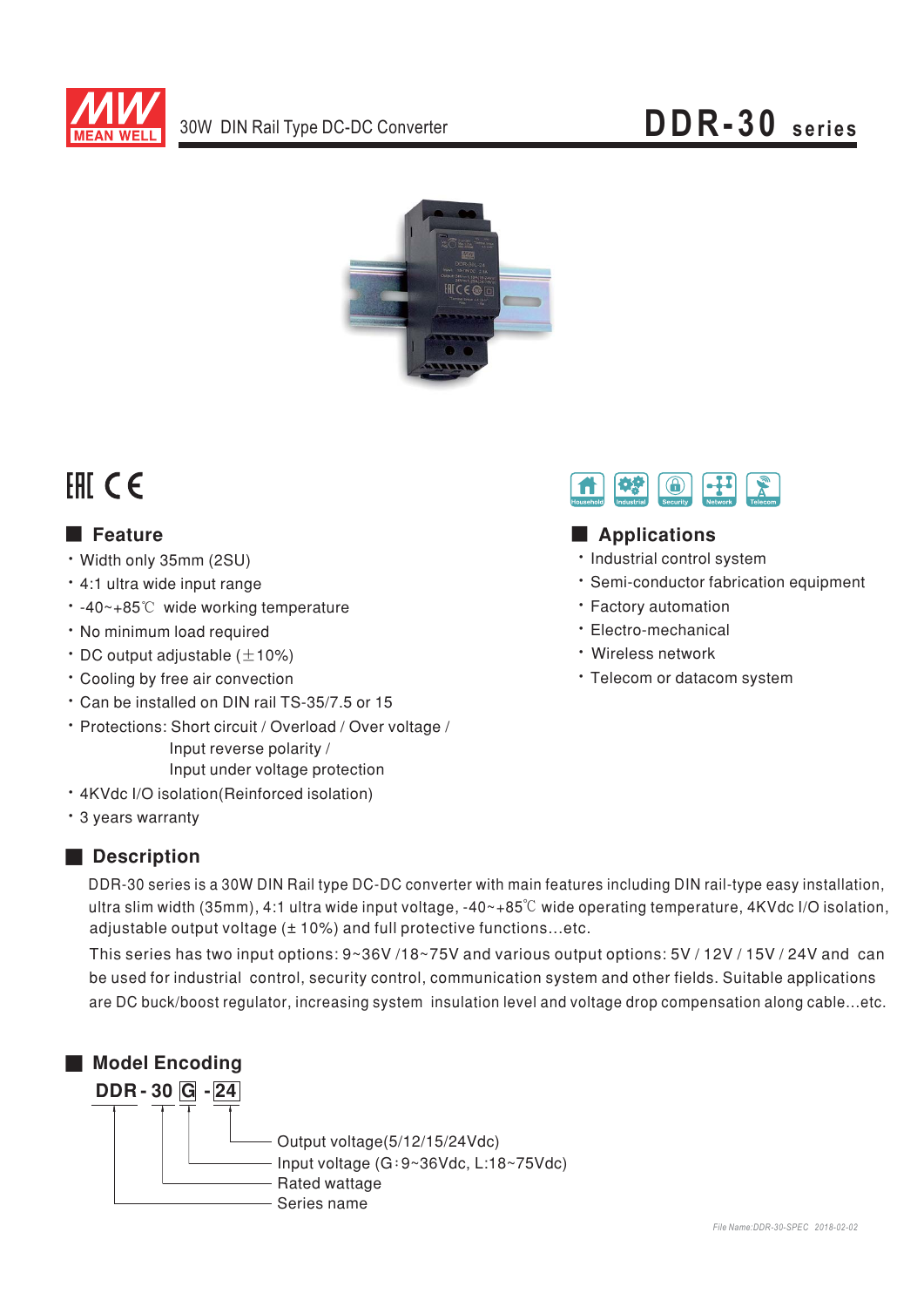# 30W DIN Rail Type DC-DC Converter — DDR-30 series

## Feature

- Width only 35mm (2SU)
- 4:1 ultra wide input range
- -40~+85℃ wide working temperature
- No minimum load required
- DC output adjustable (±10%)
- Cooling by free air convection
- Can be installed on DIN rail TS-35/7.5 or 15
- Protections: Short circuit / Overload / Over voltage / Input reverse polarity / Input under voltage protection
- 4KVdc I/O isolation(Reinforced isolation)
- 3 years warranty

## Applications

- Industrial control system
- Semi-conductor fabrication equipment
- Factory automation
- Electro-mechanical
- Wireless network
- Telecom or datacom system

## Description

DDR-30 series is a 30W DIN Rail type DC-DC converter with main features including DIN rail-type easy installation, ultra slim width (35mm), 4:1 ultra wide input voltage, -40~+85℃ wide operating temperature, 4KVdc I/O isolation, adjustable output voltage (± 10%) and full protective functions...etc.

This series has two input options: 9~36V /18~75V and various output options: 5V / 12V / 15V / 24V and can be used for industrial control, security control, communication system and other fields. Suitable applications are DC buck/boost regulator, increasing system insulation level and voltage drop compensation along cable...etc.

## Model Encoding

**DDR - 30 G - 24**

- DDR: Series name
- 30: Rated wattage
- G: Input voltage (G:9~36Vdc, L:18~75Vdc)
- 24: Output voltage(5/12/15/24Vdc)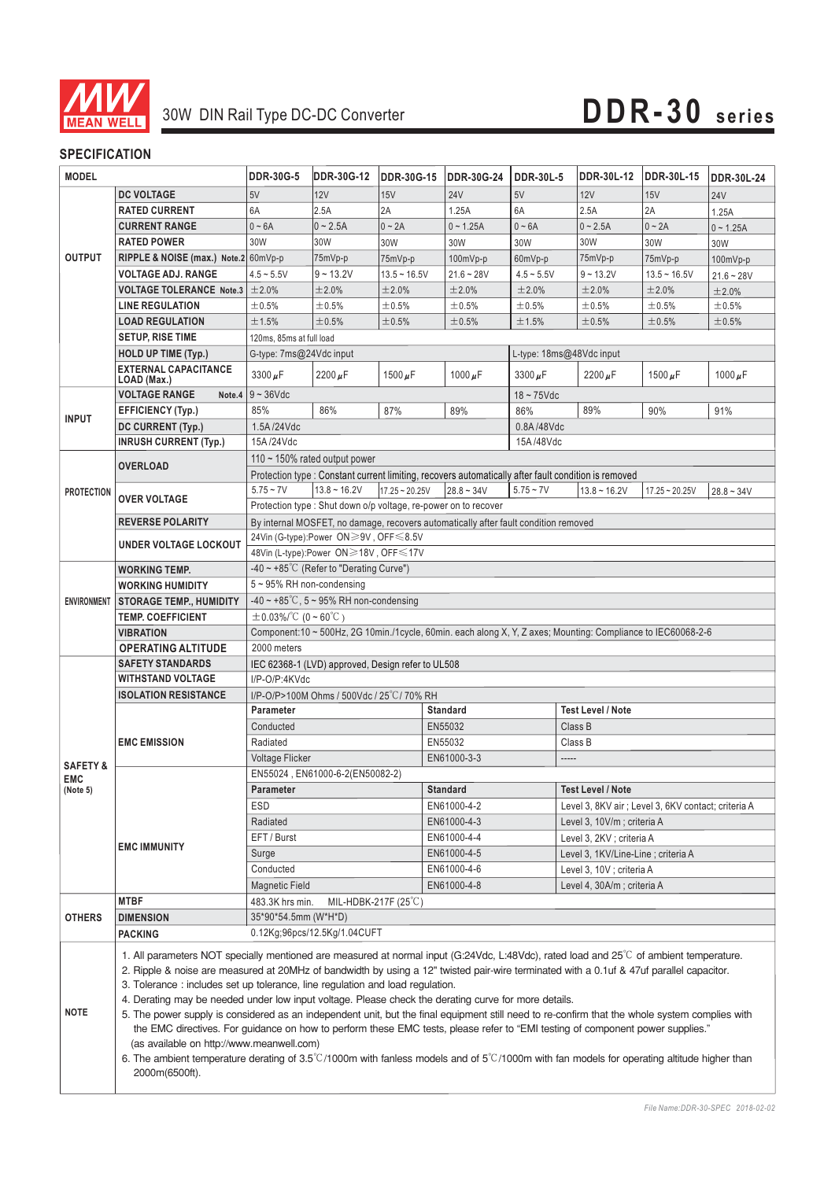# 30W DIN Rail Type DC-DC Converter

# DDR-30 series

## SPECIFICATION

| MODEL | | DDR-30G-5 | DDR-30G-12 | DDR-30G-15 | DDR-30G-24 | DDR-30L-5 | DDR-30L-12 | DDR-30L-15 | DDR-30L-24 |
|---|---|---|---|---|---|---|---|---|---|
| OUTPUT | DC VOLTAGE | 5V | 12V | 15V | 24V | 5V | 12V | 15V | 24V |
| | RATED CURRENT | 6A | 2.5A | 2A | 1.25A | 6A | 2.5A | 2A | 1.25A |
| | CURRENT RANGE | 0 ~ 6A | 0 ~ 2.5A | 0 ~ 2A | 0 ~ 1.25A | 0 ~ 6A | 0 ~ 2.5A | 0 ~ 2A | 0 ~ 1.25A |
| | RATED POWER | 30W | 30W | 30W | 30W | 30W | 30W | 30W | 30W |
| | RIPPLE & NOISE (max.) Note.2 | 60mVp-p | 75mVp-p | 75mVp-p | 100mVp-p | 60mVp-p | 75mVp-p | 75mVp-p | 100mVp-p |
| | VOLTAGE ADJ. RANGE | 4.5 ~ 5.5V | 9 ~ 13.2V | 13.5 ~ 16.5V | 21.6 ~ 28V | 4.5 ~ 5.5V | 9 ~ 13.2V | 13.5 ~ 16.5V | 21.6 ~ 28V |
| | VOLTAGE TOLERANCE Note.3 | ±2.0% | ±2.0% | ±2.0% | ±2.0% | ±2.0% | ±2.0% | ±2.0% | ±2.0% |
| | LINE REGULATION | ±0.5% | ±0.5% | ±0.5% | ±0.5% | ±0.5% | ±0.5% | ±0.5% | ±0.5% |
| | LOAD REGULATION | ±1.5% | ±0.5% | ±0.5% | ±0.5% | ±1.5% | ±0.5% | ±0.5% | ±0.5% |
| | SETUP, RISE TIME | 120ms, 85ms at full load | | | | | | | |
| | HOLD UP TIME (Typ.) | G-type: 7ms@24Vdc input | | | | L-type: 18ms@48Vdc input | | | |
| | EXTERNAL CAPACITANCE LOAD (Max.) | 3300μF | 2200μF | 1500μF | 1000μF | 3300μF | 2200μF | 1500μF | 1000μF |
| INPUT | VOLTAGE RANGE Note.4 | 9 ~ 36Vdc | | | | 18 ~ 75Vdc | | | |
| | EFFICIENCY (Typ.) | 85% | 86% | 87% | 89% | 86% | 89% | 90% | 91% |
| | DC CURRENT (Typ.) | 1.5A /24Vdc | | | | 0.8A /48Vdc | | | |
| | INRUSH CURRENT (Typ.) | 15A /24Vdc | | | | 15A /48Vdc | | | |
| PROTECTION | OVERLOAD | 110 ~ 150% rated output power | | | | | | | |
| | | Protection type : Constant current limiting, recovers automatically after fault condition is removed | | | | | | | |
| | OVER VOLTAGE | 5.75 ~ 7V | 13.8 ~ 16.2V | 17.25 ~ 20.25V | 28.8 ~ 34V | 5.75 ~ 7V | 13.8 ~ 16.2V | 17.25 ~ 20.25V | 28.8 ~ 34V |
| | | Protection type : Shut down o/p voltage, re-power on to recover | | | | | | | |
| | REVERSE POLARITY | By internal MOSFET, no damage, recovers automatically after fault condition removed | | | | | | | |
| | UNDER VOLTAGE LOCKOUT | 24Vin (G-type):Power ON≥9V , OFF≤8.5V | | | | | | | |
| | | 48Vin (L-type):Power ON≥18V , OFF≤17V | | | | | | | |
| ENVIRONMENT | WORKING TEMP. | -40 ~ +85℃ (Refer to "Derating Curve") | | | | | | | |
| | WORKING HUMIDITY | 5 ~ 95% RH non-condensing | | | | | | | |
| | STORAGE TEMP., HUMIDITY | -40 ~ +85℃, 5 ~ 95% RH non-condensing | | | | | | | |
| | TEMP. COEFFICIENT | ±0.03%/℃ (0 ~ 60℃) | | | | | | | |
| | VIBRATION | Component:10 ~ 500Hz, 2G 10min./1cycle, 60min. each along X, Y, Z axes; Mounting: Compliance to IEC60068-2-6 | | | | | | | |
| | OPERATING ALTITUDE | 2000 meters | | | | | | | |
| SAFETY & EMC (Note 5) | SAFETY STANDARDS | IEC 62368-1 (LVD) approved, Design refer to UL508 | | | | | | | |
| | WITHSTAND VOLTAGE | I/P-O/P:4KVdc | | | | | | | |
| | ISOLATION RESISTANCE | I/P-O/P>100M Ohms / 500Vdc / 25℃/ 70% RH | | | | | | | |
| | EMC EMISSION | Parameter | | Standard | | Test Level / Note | | | |
| | | Conducted | | EN55032 | | Class B | | | |
| | | Radiated | | EN55032 | | Class B | | | |
| | | Voltage Flicker | | EN61000-3-3 | | ----- | | | |
| | EMC IMMUNITY | EN55024 , EN61000-6-2(EN50082-2) | | | | | | | |
| | | Parameter | | Standard | | Test Level / Note | | | |
| | | ESD | | EN61000-4-2 | | Level 3, 8KV air ; Level 3, 6KV contact; criteria A | | | |
| | | Radiated | | EN61000-4-3 | | Level 3, 10V/m ; criteria A | | | |
| | | EFT / Burst | | EN61000-4-4 | | Level 3, 2KV ; criteria A | | | |
| | | Surge | | EN61000-4-5 | | Level 3, 1KV/Line-Line ; criteria A | | | |
| | | Conducted | | EN61000-4-6 | | Level 3, 10V ; criteria A | | | |
| | | Magnetic Field | | EN61000-4-8 | | Level 4, 30A/m ; criteria A | | | |
| OTHERS | MTBF | 483.3K hrs min. MIL-HDBK-217F (25℃) | | | | | | | |
| | DIMENSION | 35*90*54.5mm (W*H*D) | | | | | | | |
| | PACKING | 0.12Kg;96pcs/12.5Kg/1.04CUFT | | | | | | | |

**NOTE**

1. All parameters NOT specially mentioned are measured at normal input (G:24Vdc, L:48Vdc), rated load and 25℃ of ambient temperature.
2. Ripple & noise are measured at 20MHz of bandwidth by using a 12" twisted pair-wire terminated with a 0.1uf & 47uf parallel capacitor.
3. Tolerance : includes set up tolerance, line regulation and load regulation.
4. Derating may be needed under low input voltage. Please check the derating curve for more details.
5. The power supply is considered as an independent unit, but the final equipment still need to re-confirm that the whole system complies with the EMC directives. For guidance on how to perform these EMC tests, please refer to "EMI testing of component power supplies." (as available on http://www.meanwell.com)
6. The ambient temperature derating of 3.5℃/1000m with fanless models and of 5℃/1000m with fan models for operating altitude higher than 2000m(6500ft).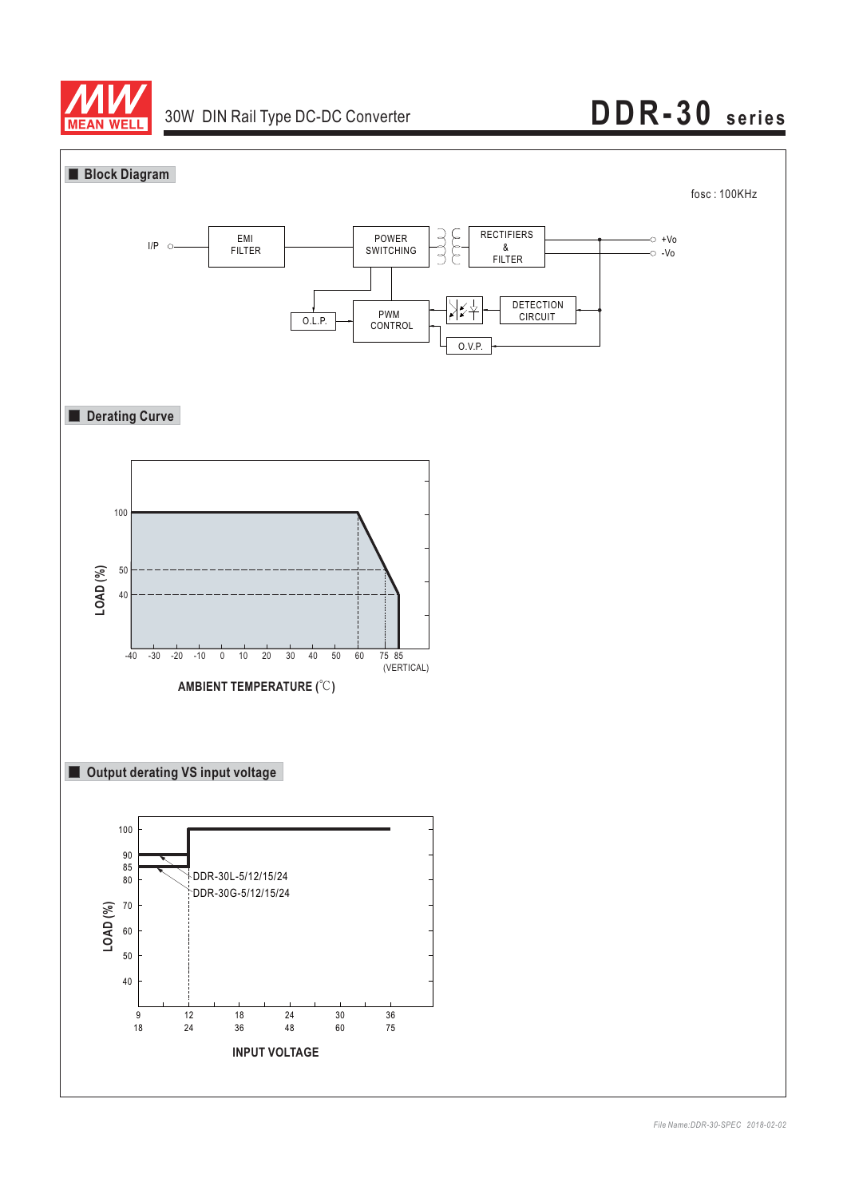## Block Diagram

fosc : 100KHz

I/P — EMI FILTER — POWER SWITCHING — RECTIFIERS & FILTER — +Vo / -Vo

O.L.P. — PWM CONTROL — DETECTION CIRCUIT — O.V.P.

## Derating Curve

LOAD (%)

100, 50, 40

-40 -30 -20 -10 0 10 20 30 40 50 60 75 85

(VERTICAL)

AMBIENT TEMPERATURE (℃)

## Output derating VS input voltage

LOAD (%)

100, 90, 85, 80, 70, 60, 50, 40

DDR-30L-5/12/15/24

DDR-30G-5/12/15/24

9 12 18 24 30 36

18 24 36 48 60 75

INPUT VOLTAGE

*File Name:DDR-30-SPEC 2018-02-02*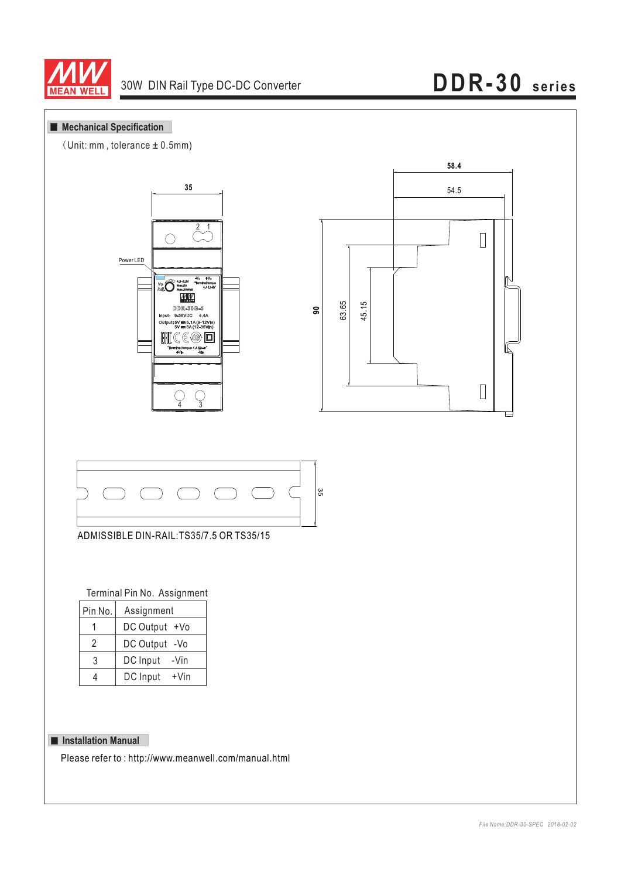## Mechanical Specification

(Unit: mm , tolerance ± 0.5mm)

35

58.4

54.5

90

63.65

45.15

Power LED

2 1

4 3

35

ADMISSIBLE DIN-RAIL:TS35/7.5 OR TS35/15

Terminal Pin No. Assignment

| Pin No. | Assignment |
|---|---|
| 1 | DC Output +Vo |
| 2 | DC Output -Vo |
| 3 | DC Input -Vin |
| 4 | DC Input +Vin |

## Installation Manual

Please refer to : http://www.meanwell.com/manual.html